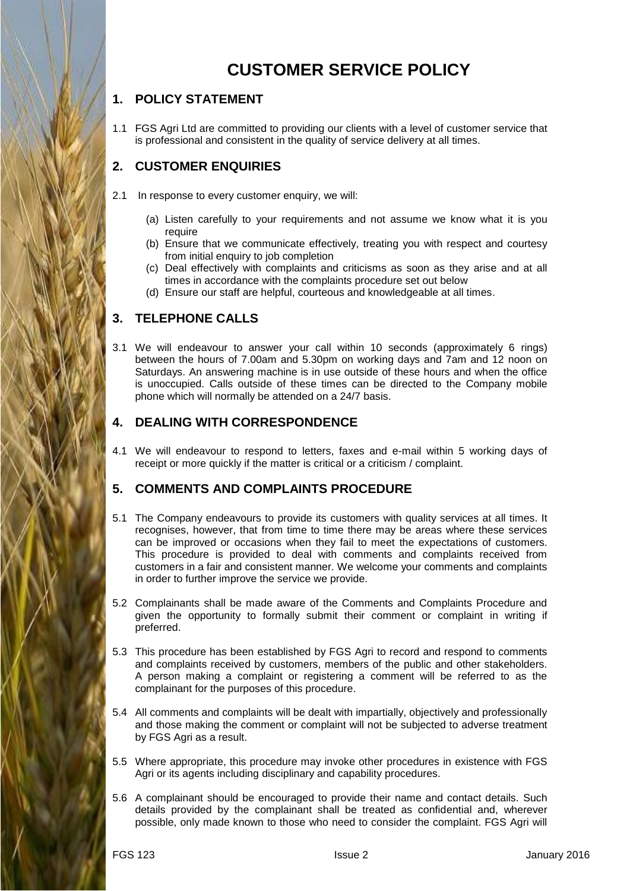# CUSTOMER SERVICE POLICY

## 1. POLICY STATEMENT

1.1 FGS Agri Ltd are committed to providing our clients with a level of customer service that is professional and consistent in the quality of service delivery at all times.

## 2. CUSTOMER ENQUIRIES

2.1 In response to every customer enquiry, we will:

(a) Listen carefully to your requirements and not assume we know what it is you require
(b) Ensure that we communicate effectively, treating you with respect and courtesy from initial enquiry to job completion
(c) Deal effectively with complaints and criticisms as soon as they arise and at all times in accordance with the complaints procedure set out below
(d) Ensure our staff are helpful, courteous and knowledgeable at all times.

## 3. TELEPHONE CALLS

3.1 We will endeavour to answer your call within 10 seconds (approximately 6 rings) between the hours of 7.00am and 5.30pm on working days and 7am and 12 noon on Saturdays. An answering machine is in use outside of these hours and when the office is unoccupied. Calls outside of these times can be directed to the Company mobile phone which will normally be attended on a 24/7 basis.

## 4. DEALING WITH CORRESPONDENCE

4.1 We will endeavour to respond to letters, faxes and e-mail within 5 working days of receipt or more quickly if the matter is critical or a criticism / complaint.

## 5. COMMENTS AND COMPLAINTS PROCEDURE

5.1 The Company endeavours to provide its customers with quality services at all times. It recognises, however, that from time to time there may be areas where these services can be improved or occasions when they fail to meet the expectations of customers. This procedure is provided to deal with comments and complaints received from customers in a fair and consistent manner. We welcome your comments and complaints in order to further improve the service we provide.

5.2 Complainants shall be made aware of the Comments and Complaints Procedure and given the opportunity to formally submit their comment or complaint in writing if preferred.

5.3 This procedure has been established by FGS Agri to record and respond to comments and complaints received by customers, members of the public and other stakeholders. A person making a complaint or registering a comment will be referred to as the complainant for the purposes of this procedure.

5.4 All comments and complaints will be dealt with impartially, objectively and professionally and those making the comment or complaint will not be subjected to adverse treatment by FGS Agri as a result.

5.5 Where appropriate, this procedure may invoke other procedures in existence with FGS Agri or its agents including disciplinary and capability procedures.

5.6 A complainant should be encouraged to provide their name and contact details. Such details provided by the complainant shall be treated as confidential and, wherever possible, only made known to those who need to consider the complaint. FGS Agri will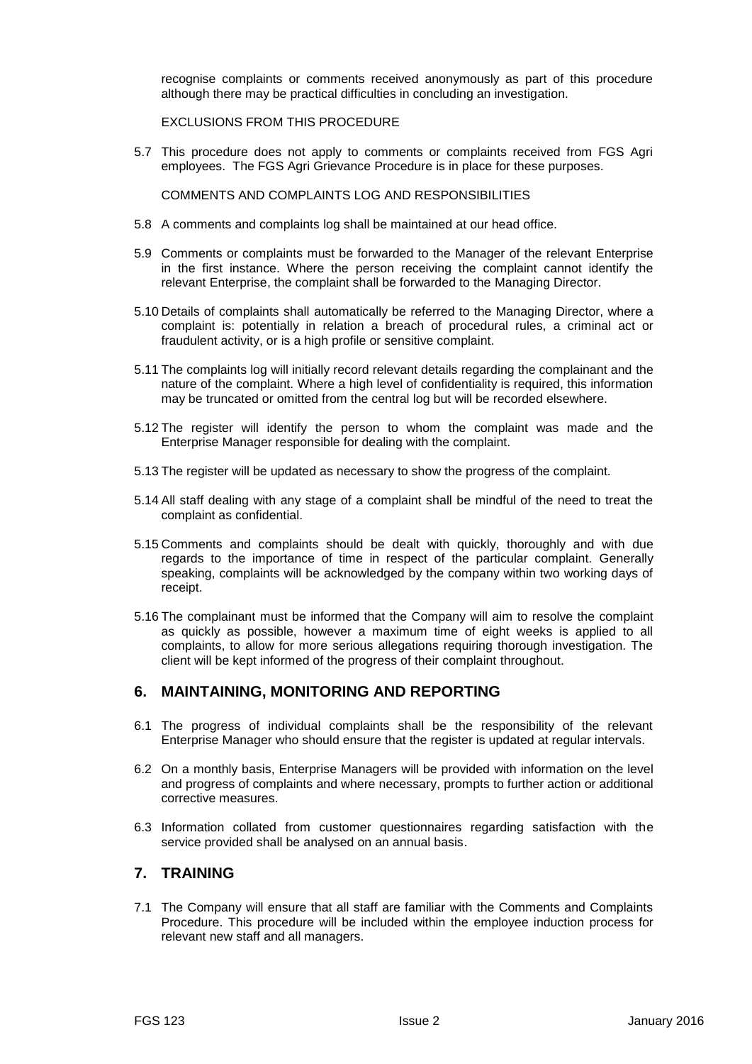recognise complaints or comments received anonymously as part of this procedure although there may be practical difficulties in concluding an investigation.

EXCLUSIONS FROM THIS PROCEDURE

5.7 This procedure does not apply to comments or complaints received from FGS Agri employees. The FGS Agri Grievance Procedure is in place for these purposes.

COMMENTS AND COMPLAINTS LOG AND RESPONSIBILITIES

5.8 A comments and complaints log shall be maintained at our head office.

5.9 Comments or complaints must be forwarded to the Manager of the relevant Enterprise in the first instance. Where the person receiving the complaint cannot identify the relevant Enterprise, the complaint shall be forwarded to the Managing Director.

5.10 Details of complaints shall automatically be referred to the Managing Director, where a complaint is: potentially in relation a breach of procedural rules, a criminal act or fraudulent activity, or is a high profile or sensitive complaint.

5.11 The complaints log will initially record relevant details regarding the complainant and the nature of the complaint. Where a high level of confidentiality is required, this information may be truncated or omitted from the central log but will be recorded elsewhere.

5.12 The register will identify the person to whom the complaint was made and the Enterprise Manager responsible for dealing with the complaint.

5.13 The register will be updated as necessary to show the progress of the complaint.

5.14 All staff dealing with any stage of a complaint shall be mindful of the need to treat the complaint as confidential.

5.15 Comments and complaints should be dealt with quickly, thoroughly and with due regards to the importance of time in respect of the particular complaint. Generally speaking, complaints will be acknowledged by the company within two working days of receipt.

5.16 The complainant must be informed that the Company will aim to resolve the complaint as quickly as possible, however a maximum time of eight weeks is applied to all complaints, to allow for more serious allegations requiring thorough investigation. The client will be kept informed of the progress of their complaint throughout.

## 6. MAINTAINING, MONITORING AND REPORTING

6.1 The progress of individual complaints shall be the responsibility of the relevant Enterprise Manager who should ensure that the register is updated at regular intervals.

6.2 On a monthly basis, Enterprise Managers will be provided with information on the level and progress of complaints and where necessary, prompts to further action or additional corrective measures.

6.3 Information collated from customer questionnaires regarding satisfaction with the service provided shall be analysed on an annual basis.

## 7. TRAINING

7.1 The Company will ensure that all staff are familiar with the Comments and Complaints Procedure. This procedure will be included within the employee induction process for relevant new staff and all managers.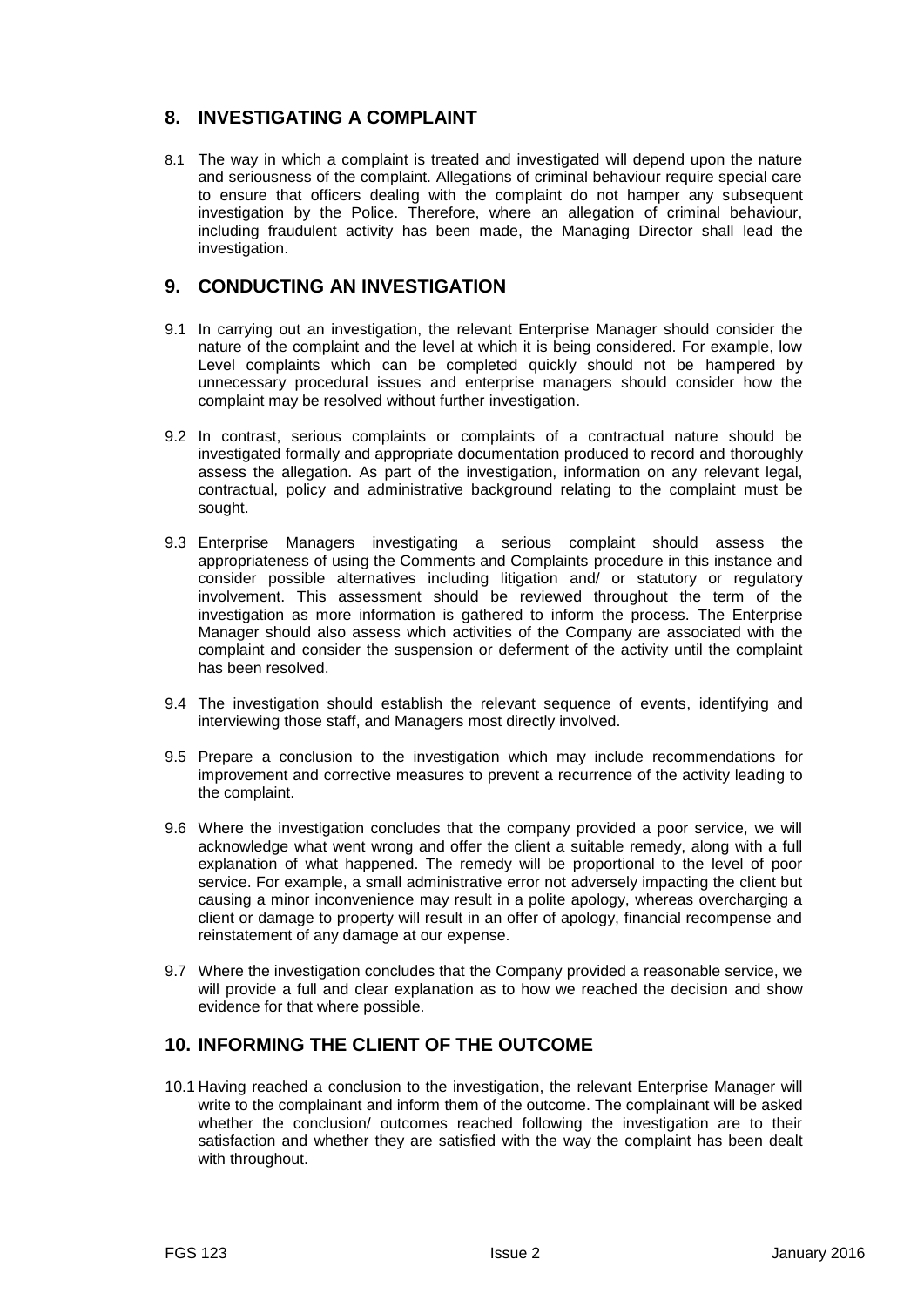## 8. INVESTIGATING A COMPLAINT

8.1 The way in which a complaint is treated and investigated will depend upon the nature and seriousness of the complaint. Allegations of criminal behaviour require special care to ensure that officers dealing with the complaint do not hamper any subsequent investigation by the Police. Therefore, where an allegation of criminal behaviour, including fraudulent activity has been made, the Managing Director shall lead the investigation.

## 9. CONDUCTING AN INVESTIGATION

9.1 In carrying out an investigation, the relevant Enterprise Manager should consider the nature of the complaint and the level at which it is being considered. For example, low Level complaints which can be completed quickly should not be hampered by unnecessary procedural issues and enterprise managers should consider how the complaint may be resolved without further investigation.

9.2 In contrast, serious complaints or complaints of a contractual nature should be investigated formally and appropriate documentation produced to record and thoroughly assess the allegation. As part of the investigation, information on any relevant legal, contractual, policy and administrative background relating to the complaint must be sought.

9.3 Enterprise Managers investigating a serious complaint should assess the appropriateness of using the Comments and Complaints procedure in this instance and consider possible alternatives including litigation and/ or statutory or regulatory involvement. This assessment should be reviewed throughout the term of the investigation as more information is gathered to inform the process. The Enterprise Manager should also assess which activities of the Company are associated with the complaint and consider the suspension or deferment of the activity until the complaint has been resolved.

9.4 The investigation should establish the relevant sequence of events, identifying and interviewing those staff, and Managers most directly involved.

9.5 Prepare a conclusion to the investigation which may include recommendations for improvement and corrective measures to prevent a recurrence of the activity leading to the complaint.

9.6 Where the investigation concludes that the company provided a poor service, we will acknowledge what went wrong and offer the client a suitable remedy, along with a full explanation of what happened. The remedy will be proportional to the level of poor service. For example, a small administrative error not adversely impacting the client but causing a minor inconvenience may result in a polite apology, whereas overcharging a client or damage to property will result in an offer of apology, financial recompense and reinstatement of any damage at our expense.

9.7 Where the investigation concludes that the Company provided a reasonable service, we will provide a full and clear explanation as to how we reached the decision and show evidence for that where possible.

## 10. INFORMING THE CLIENT OF THE OUTCOME

10.1 Having reached a conclusion to the investigation, the relevant Enterprise Manager will write to the complainant and inform them of the outcome. The complainant will be asked whether the conclusion/ outcomes reached following the investigation are to their satisfaction and whether they are satisfied with the way the complaint has been dealt with throughout.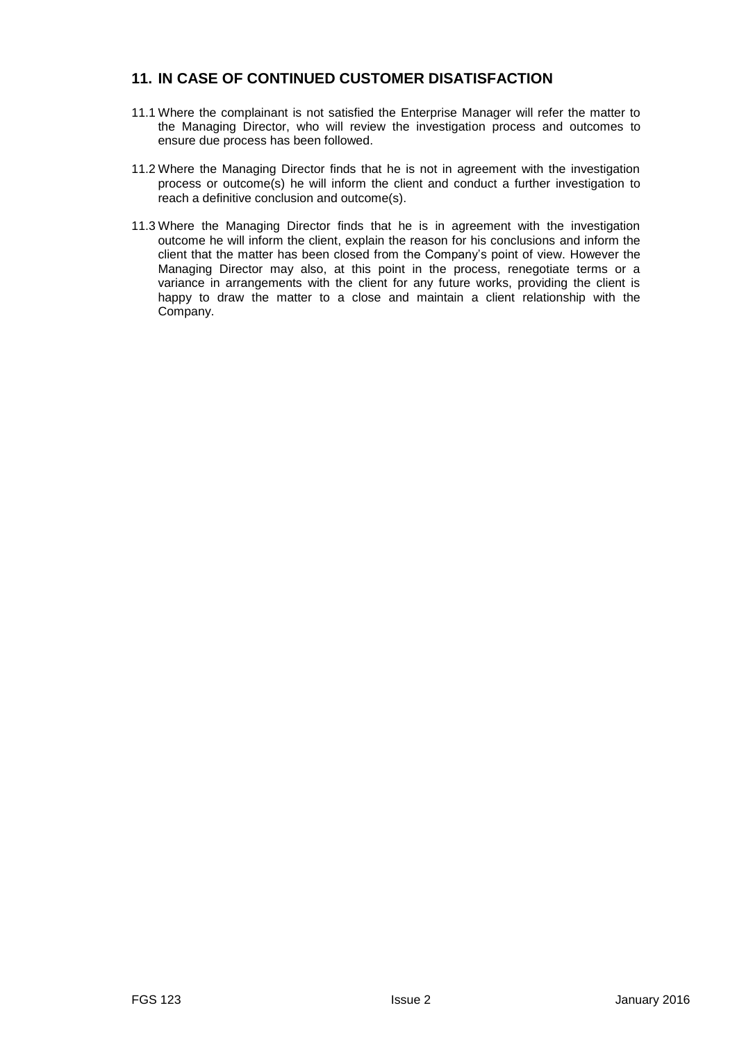## 11. IN CASE OF CONTINUED CUSTOMER DISATISFACTION

11.1 Where the complainant is not satisfied the Enterprise Manager will refer the matter to the Managing Director, who will review the investigation process and outcomes to ensure due process has been followed.

11.2 Where the Managing Director finds that he is not in agreement with the investigation process or outcome(s) he will inform the client and conduct a further investigation to reach a definitive conclusion and outcome(s).

11.3 Where the Managing Director finds that he is in agreement with the investigation outcome he will inform the client, explain the reason for his conclusions and inform the client that the matter has been closed from the Company's point of view. However the Managing Director may also, at this point in the process, renegotiate terms or a variance in arrangements with the client for any future works, providing the client is happy to draw the matter to a close and maintain a client relationship with the Company.